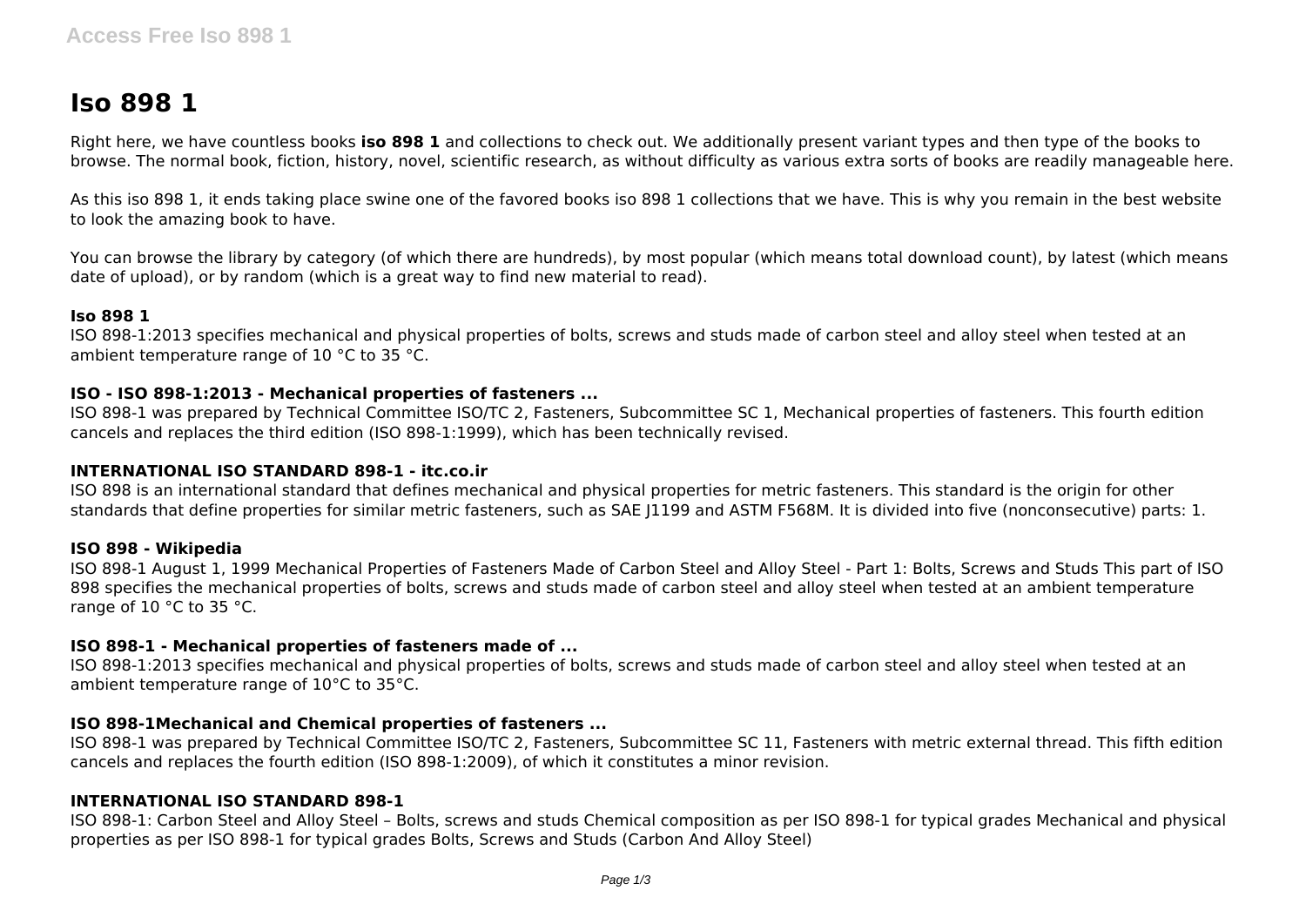# Iso 898 1

Right here, we have countless books **iso 898 1** and collections to check out. We additionally present variant types and then type of the books to browse. The normal book, fiction, history, novel, scientific research, as without difficulty as various extra sorts of books are readily manageable here.

As this iso 898 1, it ends taking place swine one of the favored books iso 898 1 collections that we have. This is why you remain in the best website to look the amazing book to have.

You can browse the library by category (of which there are hundreds), by most popular (which means total download count), by latest (which means date of upload), or by random (which is a great way to find new material to read).

### Iso 898 1

ISO 898-1:2013 specifies mechanical and physical properties of bolts, screws and studs made of carbon steel and alloy steel when tested at an ambient temperature range of 10 °C to 35 °C.

### ISO - ISO 898-1:2013 - Mechanical properties of fasteners ...

ISO 898-1 was prepared by Technical Committee ISO/TC 2, Fasteners, Subcommittee SC 1, Mechanical properties of fasteners. This fourth edition cancels and replaces the third edition (ISO 898-1:1999), which has been technically revised.

### INTERNATIONAL ISO STANDARD 898-1 - itc.co.ir

ISO 898 is an international standard that defines mechanical and physical properties for metric fasteners. This standard is the origin for other standards that define properties for similar metric fasteners, such as SAE J1199 and ASTM F568M. It is divided into five (nonconsecutive) parts: 1.

### ISO 898 - Wikipedia

ISO 898-1 August 1, 1999 Mechanical Properties of Fasteners Made of Carbon Steel and Alloy Steel - Part 1: Bolts, Screws and Studs This part of ISO 898 specifies the mechanical properties of bolts, screws and studs made of carbon steel and alloy steel when tested at an ambient temperature range of 10 °C to 35 °C.

### ISO 898-1 - Mechanical properties of fasteners made of ...

ISO 898-1:2013 specifies mechanical and physical properties of bolts, screws and studs made of carbon steel and alloy steel when tested at an ambient temperature range of 10°C to 35°C.

### ISO 898-1Mechanical and Chemical properties of fasteners ...

ISO 898-1 was prepared by Technical Committee ISO/TC 2, Fasteners, Subcommittee SC 11, Fasteners with metric external thread. This fifth edition cancels and replaces the fourth edition (ISO 898-1:2009), of which it constitutes a minor revision.

### INTERNATIONAL ISO STANDARD 898-1

ISO 898-1: Carbon Steel and Alloy Steel – Bolts, screws and studs Chemical composition as per ISO 898-1 for typical grades Mechanical and physical properties as per ISO 898-1 for typical grades Bolts, Screws and Studs (Carbon And Alloy Steel)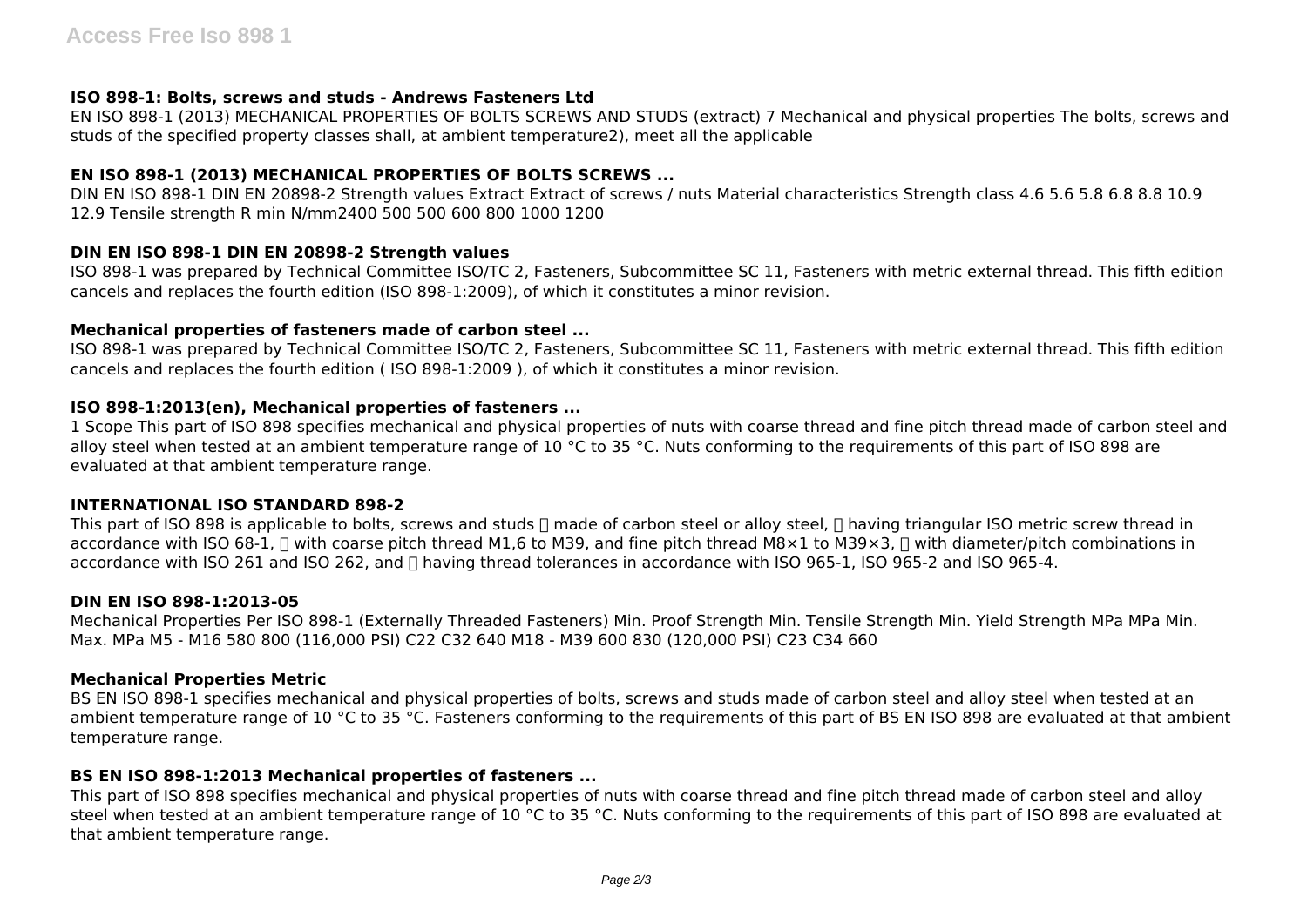### ISO 898-1: Bolts, screws and studs - Andrews Fasteners Ltd

EN ISO 898-1 (2013) MECHANICAL PROPERTIES OF BOLTS SCREWS AND STUDS (extract) 7 Mechanical and physical properties The bolts, screws and studs of the specified property classes shall, at ambient temperature2), meet all the applicable

### EN ISO 898-1 (2013) MECHANICAL PROPERTIES OF BOLTS SCREWS ...

DIN EN ISO 898-1 DIN EN 20898-2 Strength values Extract Extract of screws / nuts Material characteristics Strength class 4.6 5.6 5.8 6.8 8.8 10.9 12.9 Tensile strength R min N/mm2400 500 500 600 800 1000 1200

### DIN EN ISO 898-1 DIN EN 20898-2 Strength values

ISO 898-1 was prepared by Technical Committee ISO/TC 2, Fasteners, Subcommittee SC 11, Fasteners with metric external thread. This fifth edition cancels and replaces the fourth edition (ISO 898-1:2009), of which it constitutes a minor revision.

### Mechanical properties of fasteners made of carbon steel ...

ISO 898-1 was prepared by Technical Committee ISO/TC 2, Fasteners, Subcommittee SC 11, Fasteners with metric external thread. This fifth edition cancels and replaces the fourth edition ( ISO 898-1:2009 ), of which it constitutes a minor revision.

### ISO 898-1:2013(en), Mechanical properties of fasteners ...

1 Scope This part of ISO 898 specifies mechanical and physical properties of nuts with coarse thread and fine pitch thread made of carbon steel and alloy steel when tested at an ambient temperature range of 10 °C to 35 °C. Nuts conforming to the requirements of this part of ISO 898 are evaluated at that ambient temperature range.

### INTERNATIONAL ISO STANDARD 898-2

This part of ISO 898 is applicable to bolts, screws and studs  made of carbon steel or alloy steel,  having triangular ISO metric screw thread in accordance with ISO 68-1,  with coarse pitch thread M1,6 to M39, and fine pitch thread M8×1 to M39×3,  with diameter/pitch combinations in accordance with ISO 261 and ISO 262, and  having thread tolerances in accordance with ISO 965-1, ISO 965-2 and ISO 965-4.

### DIN EN ISO 898-1:2013-05

Mechanical Properties Per ISO 898-1 (Externally Threaded Fasteners) Min. Proof Strength Min. Tensile Strength Min. Yield Strength MPa MPa Min. Max. MPa M5 - M16 580 800 (116,000 PSI) C22 C32 640 M18 - M39 600 830 (120,000 PSI) C23 C34 660

### Mechanical Properties Metric

BS EN ISO 898-1 specifies mechanical and physical properties of bolts, screws and studs made of carbon steel and alloy steel when tested at an ambient temperature range of 10 °C to 35 °C. Fasteners conforming to the requirements of this part of BS EN ISO 898 are evaluated at that ambient temperature range.

### BS EN ISO 898-1:2013 Mechanical properties of fasteners ...

This part of ISO 898 specifies mechanical and physical properties of nuts with coarse thread and fine pitch thread made of carbon steel and alloy steel when tested at an ambient temperature range of 10 °C to 35 °C. Nuts conforming to the requirements of this part of ISO 898 are evaluated at that ambient temperature range.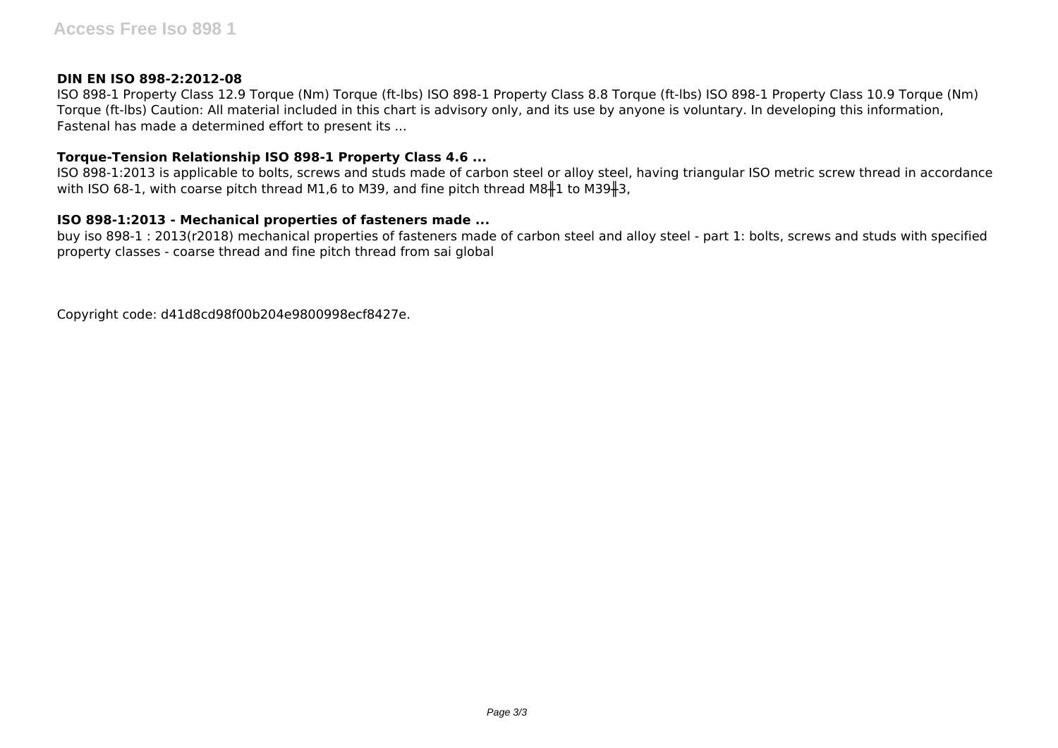### DIN EN ISO 898-2:2012-08

ISO 898-1 Property Class 12.9 Torque (Nm) Torque (ft-lbs) ISO 898-1 Property Class 8.8 Torque (ft-lbs) ISO 898-1 Property Class 10.9 Torque (Nm) Torque (ft-lbs) Caution: All material included in this chart is advisory only, and its use by anyone is voluntary. In developing this information, Fastenal has made a determined effort to present its ...

### Torque-Tension Relationship ISO 898-1 Property Class 4.6 ...

ISO 898-1:2013 is applicable to bolts, screws and studs made of carbon steel or alloy steel, having triangular ISO metric screw thread in accordance with ISO 68-1, with coarse pitch thread M1,6 to M39, and fine pitch thread M8╫1 to M39╫3,

### ISO 898-1:2013 - Mechanical properties of fasteners made ...

buy iso 898-1 : 2013(r2018) mechanical properties of fasteners made of carbon steel and alloy steel - part 1: bolts, screws and studs with specified property classes - coarse thread and fine pitch thread from sai global

Copyright code: d41d8cd98f00b204e9800998ecf8427e.